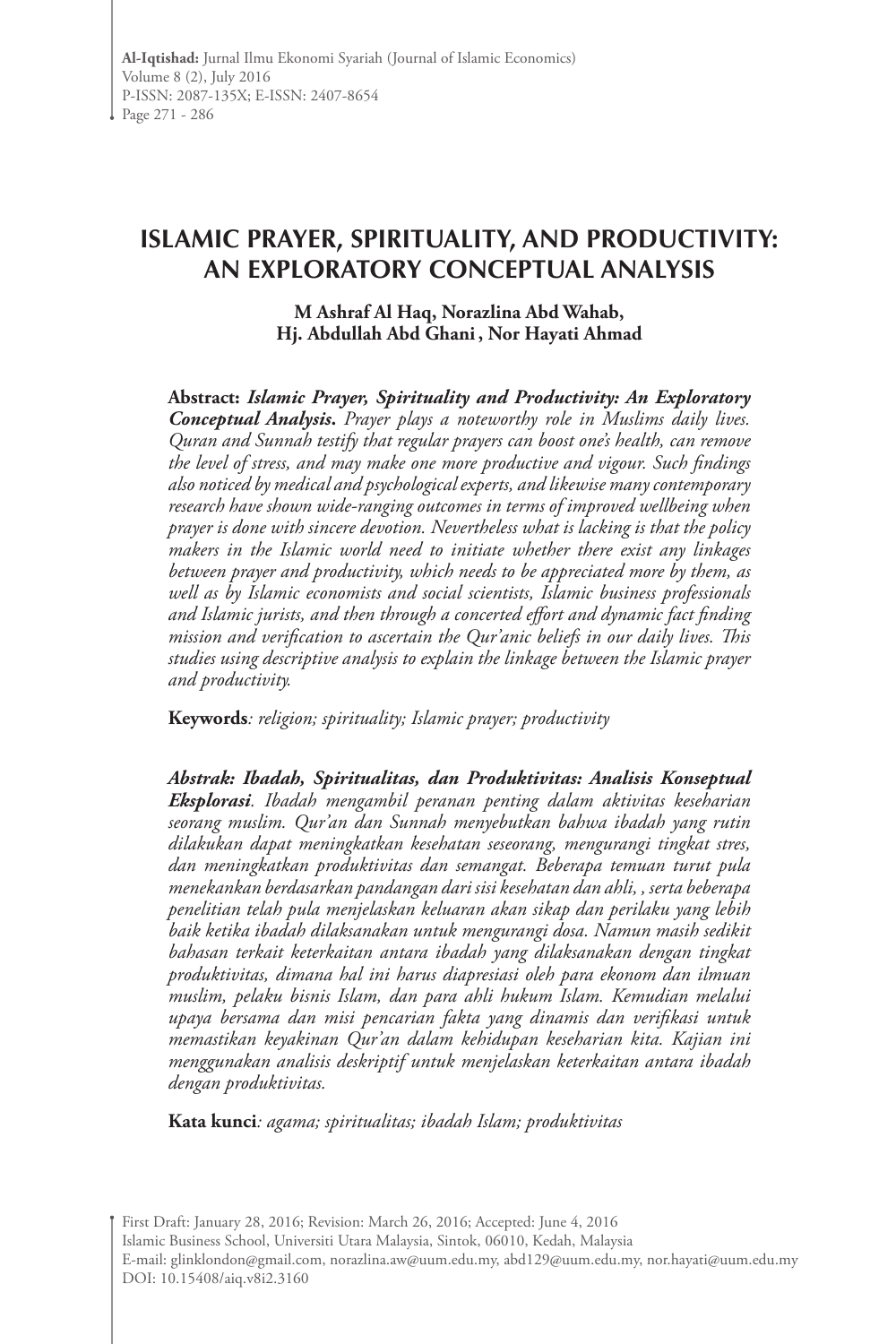# ISLAMIC PRAYER, SPIRITUALITY, AND PRODUCTIVITY: AN EXPLORATORY CONCEPTUAL ANALYSIS

**M Ashraf Al Haq, Norazlina Abd Wahab, Hj. Abdullah Abd Ghani , Nor Hayati Ahmad**

**Abstract:** ***Islamic Prayer, Spirituality and Productivity: An Exploratory Conceptual Analysis.*** *Prayer plays a noteworthy role in Muslims daily lives. Quran and Sunnah testify that regular prayers can boost one's health, can remove the level of stress, and may make one more productive and vigour. Such findings also noticed by medical and psychological experts, and likewise many contemporary research have shown wide-ranging outcomes in terms of improved wellbeing when prayer is done with sincere devotion. Nevertheless what is lacking is that the policy makers in the Islamic world need to initiate whether there exist any linkages between prayer and productivity, which needs to be appreciated more by them, as well as by Islamic economists and social scientists, Islamic business professionals and Islamic jurists, and then through a concerted effort and dynamic fact finding mission and verification to ascertain the Qur'anic beliefs in our daily lives. This studies using descriptive analysis to explain the linkage between the Islamic prayer and productivity.*

**Keywords***: religion; spirituality; Islamic prayer; productivity*

***Abstrak: Ibadah, Spiritualitas, dan Produktivitas: Analisis Konseptual Eksplorasi****. Ibadah mengambil peranan penting dalam aktivitas kesehariani seorang muslim. Qur'an dan Sunnah menyebutkan bahwa ibadah yang rutin dilakukan dapat meningkatkan kesehatan seseorang, mengurangi tingkat stres, dan meningkatkan produktivitas dan semangat. Beberapa temuan turut pula menekankan berdasarkan pandangan dari sisi kesehatan dan ahli, , serta beberapa penelitian telah pula menjelaskan keluaran akan sikap dan perilaku yang lebih baik ketika ibadah dilaksanakan untuk mengurangi dosa. Namun masih sedikit bahasan terkait keterkaitan antara ibadah yang dilaksanakan dengan tingkat produktivitas, dimana hal ini harus diapresiasi oleh para ekonom dan ilmuan muslim, pelaku bisnis Islam, dan para ahli hukum Islam. Kemudian melalui upaya bersama dan misi pencarian fakta yang dinamis dan verifikasi untuk memastikan keyakinan Qur'an dalam kehidupan keseharian kita. Kajian ini menggunakan analisis deskriptif untuk menjelaskan keterkaitan antara ibadah dengan produktivitas.*

**Kata kunci***: agama; spiritualitas; ibadah Islam; produktivitas*

First Draft: January 28, 2016; Revision: March 26, 2016; Accepted: June 4, 2016
Islamic Business School, Universiti Utara Malaysia, Sintok, 06010, Kedah, Malaysia
E-mail: glinklondon@gmail.com, norazlina.aw@uum.edu.my, abd129@uum.edu.my, nor.hayati@uum.edu.my
DOI: 10.15408/aiq.v8i2.3160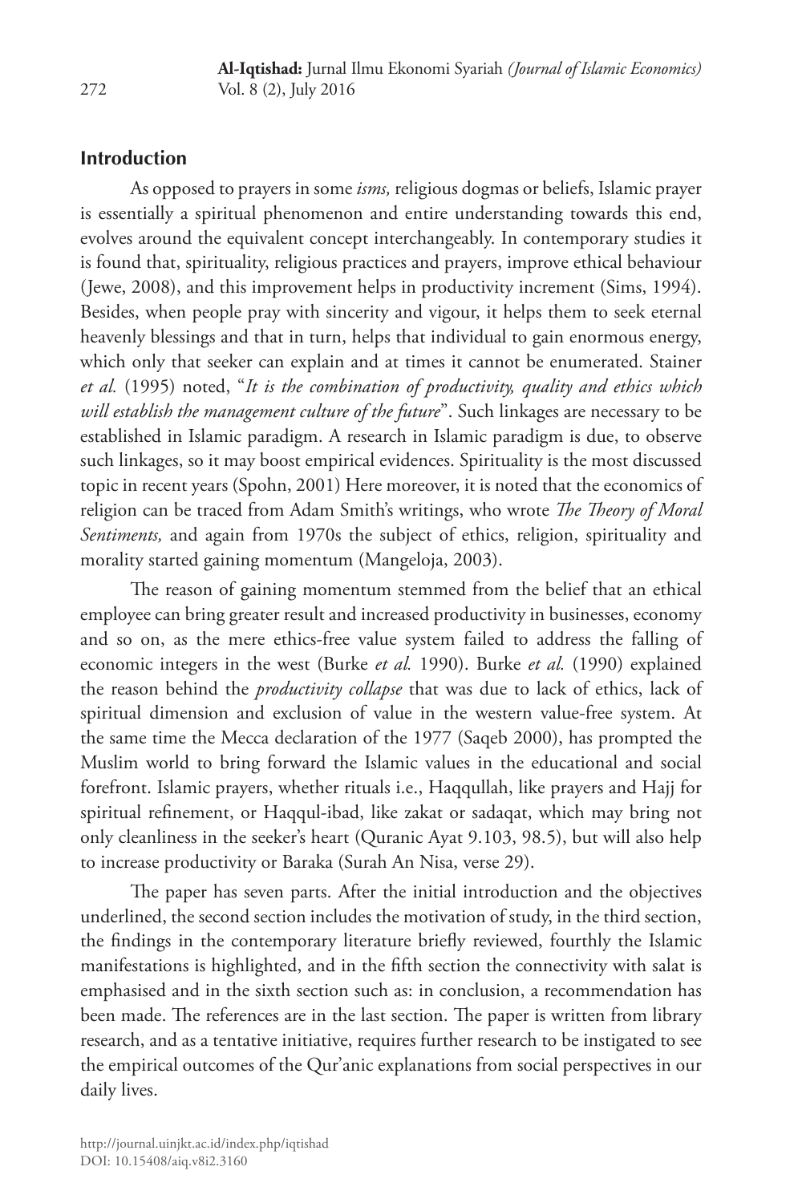## Introduction

As opposed to prayers in some *isms,* religious dogmas or beliefs, Islamic prayer is essentially a spiritual phenomenon and entire understanding towards this end, evolves around the equivalent concept interchangeably. In contemporary studies it is found that, spirituality, religious practices and prayers, improve ethical behaviour (Jewe, 2008), and this improvement helps in productivity increment (Sims, 1994). Besides, when people pray with sincerity and vigour, it helps them to seek eternal heavenly blessings and that in turn, helps that individual to gain enormous energy, which only that seeker can explain and at times it cannot be enumerated. Stainer *et al.* (1995) noted, "*It is the combination of productivity, quality and ethics which will establish the management culture of the future*". Such linkages are necessary to be established in Islamic paradigm. A research in Islamic paradigm is due, to observe such linkages, so it may boost empirical evidences. Spirituality is the most discussed topic in recent years (Spohn, 2001) Here moreover, it is noted that the economics of religion can be traced from Adam Smith's writings, who wrote *The Theory of Moral Sentiments,* and again from 1970s the subject of ethics, religion, spirituality and morality started gaining momentum (Mangeloja, 2003).

The reason of gaining momentum stemmed from the belief that an ethical employee can bring greater result and increased productivity in businesses, economy and so on, as the mere ethics-free value system failed to address the falling of economic integers in the west (Burke *et al.* 1990). Burke *et al.* (1990) explained the reason behind the *productivity collapse* that was due to lack of ethics, lack of spiritual dimension and exclusion of value in the western value-free system. At the same time the Mecca declaration of the 1977 (Saqeb 2000), has prompted the Muslim world to bring forward the Islamic values in the educational and social forefront. Islamic prayers, whether rituals i.e., Haqqullah, like prayers and Hajj for spiritual refinement, or Haqqul-ibad, like zakat or sadaqat, which may bring not only cleanliness in the seeker's heart (Quranic Ayat 9.103, 98.5), but will also help to increase productivity or Baraka (Surah An Nisa, verse 29).

The paper has seven parts. After the initial introduction and the objectives underlined, the second section includes the motivation of study, in the third section, the findings in the contemporary literature briefly reviewed, fourthly the Islamic manifestations is highlighted, and in the fifth section the connectivity with salat is emphasised and in the sixth section such as: in conclusion, a recommendation has been made. The references are in the last section. The paper is written from library research, and as a tentative initiative, requires further research to be instigated to see the empirical outcomes of the Qur'anic explanations from social perspectives in our daily lives.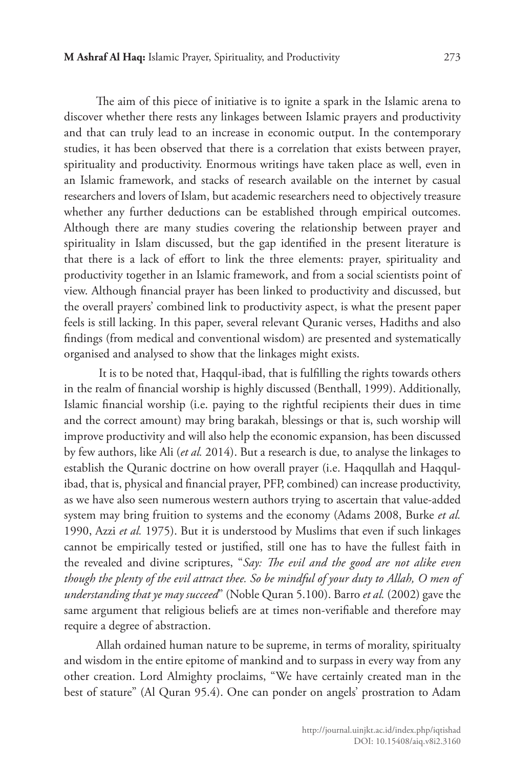The aim of this piece of initiative is to ignite a spark in the Islamic arena to discover whether there rests any linkages between Islamic prayers and productivity and that can truly lead to an increase in economic output. In the contemporary studies, it has been observed that there is a correlation that exists between prayer, spirituality and productivity. Enormous writings have taken place as well, even in an Islamic framework, and stacks of research available on the internet by casual researchers and lovers of Islam, but academic researchers need to objectively treasure whether any further deductions can be established through empirical outcomes. Although there are many studies covering the relationship between prayer and spirituality in Islam discussed, but the gap identified in the present literature is that there is a lack of effort to link the three elements: prayer, spirituality and productivity together in an Islamic framework, and from a social scientists point of view. Although financial prayer has been linked to productivity and discussed, but the overall prayers' combined link to productivity aspect, is what the present paper feels is still lacking. In this paper, several relevant Quranic verses, Hadiths and also findings (from medical and conventional wisdom) are presented and systematically organised and analysed to show that the linkages might exists.

It is to be noted that, Haqqul-ibad, that is fulfilling the rights towards others in the realm of financial worship is highly discussed (Benthall, 1999). Additionally, Islamic financial worship (i.e. paying to the rightful recipients their dues in time and the correct amount) may bring barakah, blessings or that is, such worship will improve productivity and will also help the economic expansion, has been discussed by few authors, like Ali (*et al.* 2014). But a research is due, to analyse the linkages to establish the Quranic doctrine on how overall prayer (i.e. Haqqullah and Haqqul-ibad, that is, physical and financial prayer, PFP, combined) can increase productivity, as we have also seen numerous western authors trying to ascertain that value-added system may bring fruition to systems and the economy (Adams 2008, Burke *et al.* 1990, Azzi *et al.* 1975). But it is understood by Muslims that even if such linkages cannot be empirically tested or justified, still one has to have the fullest faith in the revealed and divine scriptures, "*Say: The evil and the good are not alike even though the plenty of the evil attract thee. So be mindful of your duty to Allah, O men of understanding that ye may succeed*" (Noble Quran 5.100). Barro *et al.* (2002) gave the same argument that religious beliefs are at times non-verifiable and therefore may require a degree of abstraction.

Allah ordained human nature to be supreme, in terms of morality, spiritualty and wisdom in the entire epitome of mankind and to surpass in every way from any other creation. Lord Almighty proclaims, "We have certainly created man in the best of stature" (Al Quran 95.4). One can ponder on angels' prostration to Adam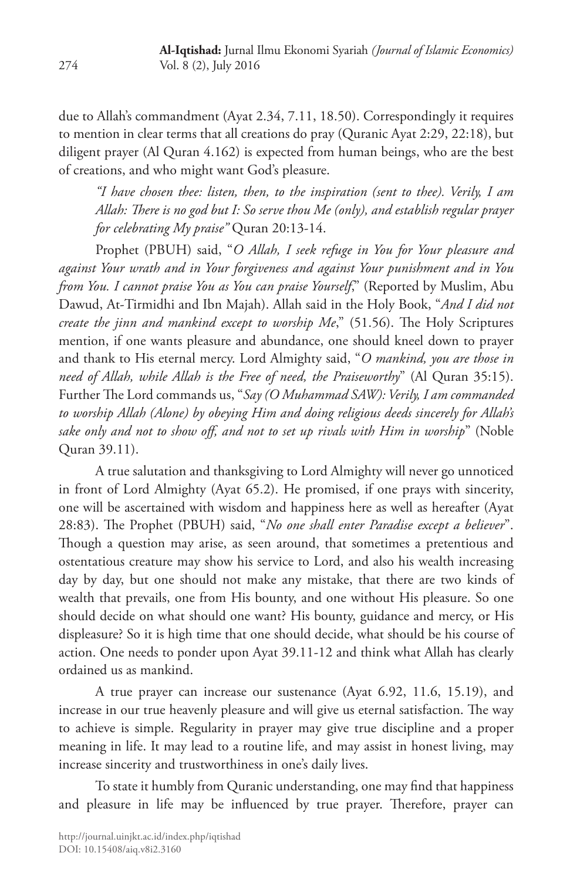due to Allah's commandment (Ayat 2.34, 7.11, 18.50). Correspondingly it requires to mention in clear terms that all creations do pray (Quranic Ayat 2:29, 22:18), but diligent prayer (Al Quran 4.162) is expected from human beings, who are the best of creations, and who might want God's pleasure.

> *"I have chosen thee: listen, then, to the inspiration (sent to thee). Verily, I am Allah: There is no god but I: So serve thou Me (only), and establish regular prayer for celebrating My praise"* Quran 20:13-14.

Prophet (PBUH) said, "*O Allah, I seek refuge in You for Your pleasure and against Your wrath and in Your forgiveness and against Your punishment and in You from You. I cannot praise You as You can praise Yourself*," (Reported by Muslim, Abu Dawud, At-Tirmidhi and Ibn Majah). Allah said in the Holy Book, "*And I did not create the jinn and mankind except to worship Me*," (51.56). The Holy Scriptures mention, if one wants pleasure and abundance, one should kneel down to prayer and thank to His eternal mercy. Lord Almighty said, "*O mankind, you are those in need of Allah, while Allah is the Free of need, the Praiseworthy*" (Al Quran 35:15). Further The Lord commands us, "*Say (O Muhammad SAW): Verily, I am commanded to worship Allah (Alone) by obeying Him and doing religious deeds sincerely for Allah's sake only and not to show off, and not to set up rivals with Him in worship*" (Noble Quran 39.11).

A true salutation and thanksgiving to Lord Almighty will never go unnoticed in front of Lord Almighty (Ayat 65.2). He promised, if one prays with sincerity, one will be ascertained with wisdom and happiness here as well as hereafter (Ayat 28:83). The Prophet (PBUH) said, "*No one shall enter Paradise except a believer*". Though a question may arise, as seen around, that sometimes a pretentious and ostentatious creature may show his service to Lord, and also his wealth increasing day by day, but one should not make any mistake, that there are two kinds of wealth that prevails, one from His bounty, and one without His pleasure. So one should decide on what should one want? His bounty, guidance and mercy, or His displeasure? So it is high time that one should decide, what should be his course of action. One needs to ponder upon Ayat 39.11-12 and think what Allah has clearly ordained us as mankind.

A true prayer can increase our sustenance (Ayat 6.92, 11.6, 15.19), and increase in our true heavenly pleasure and will give us eternal satisfaction. The way to achieve is simple. Regularity in prayer may give true discipline and a proper meaning in life. It may lead to a routine life, and may assist in honest living, may increase sincerity and trustworthiness in one's daily lives.

To state it humbly from Quranic understanding, one may find that happiness and pleasure in life may be influenced by true prayer. Therefore, prayer can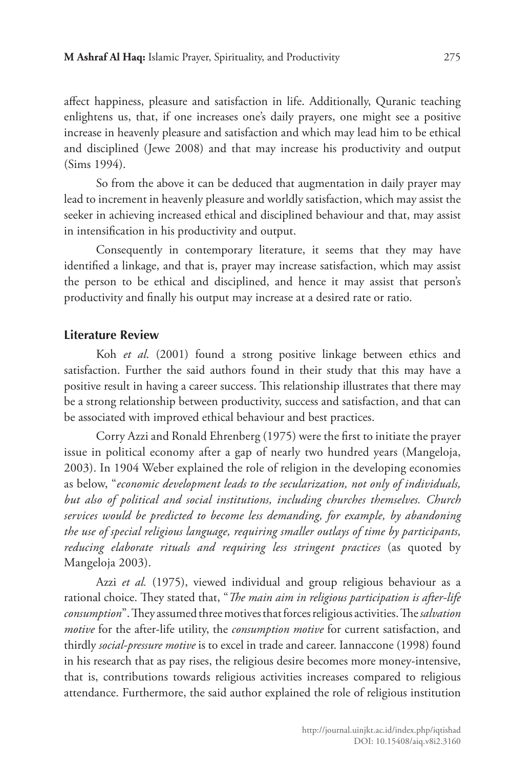affect happiness, pleasure and satisfaction in life. Additionally, Quranic teaching enlightens us, that, if one increases one's daily prayers, one might see a positive increase in heavenly pleasure and satisfaction and which may lead him to be ethical and disciplined (Jewe 2008) and that may increase his productivity and output (Sims 1994).

So from the above it can be deduced that augmentation in daily prayer may lead to increment in heavenly pleasure and worldly satisfaction, which may assist the seeker in achieving increased ethical and disciplined behaviour and that, may assist in intensification in his productivity and output.

Consequently in contemporary literature, it seems that they may have identified a linkage, and that is, prayer may increase satisfaction, which may assist the person to be ethical and disciplined, and hence it may assist that person's productivity and finally his output may increase at a desired rate or ratio.

## Literature Review

Koh *et al.* (2001) found a strong positive linkage between ethics and satisfaction. Further the said authors found in their study that this may have a positive result in having a career success. This relationship illustrates that there may be a strong relationship between productivity, success and satisfaction, and that can be associated with improved ethical behaviour and best practices.

Corry Azzi and Ronald Ehrenberg (1975) were the first to initiate the prayer issue in political economy after a gap of nearly two hundred years (Mangeloja, 2003). In 1904 Weber explained the role of religion in the developing economies as below, "*economic development leads to the secularization, not only of individuals, but also of political and social institutions, including churches themselves. Church services would be predicted to become less demanding, for example, by abandoning the use of special religious language, requiring smaller outlays of time by participants, reducing elaborate rituals and requiring less stringent practices* (as quoted by Mangeloja 2003).

Azzi *et al.* (1975), viewed individual and group religious behaviour as a rational choice. They stated that, "*The main aim in religious participation is after-life consumption*". They assumed three motives that forces religious activities. The *salvation motive* for the after-life utility, the *consumption motive* for current satisfaction, and thirdly *social-pressure motive* is to excel in trade and career. Iannaccone (1998) found in his research that as pay rises, the religious desire becomes more money-intensive, that is, contributions towards religious activities increases compared to religious attendance. Furthermore, the said author explained the role of religious institution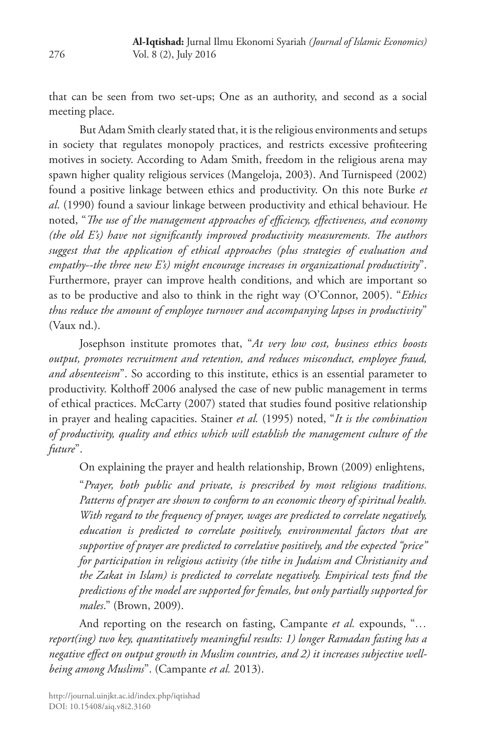that can be seen from two set-ups; One as an authority, and second as a social meeting place.

But Adam Smith clearly stated that, it is the religious environments and setups in society that regulates monopoly practices, and restricts excessive profiteering motives in society. According to Adam Smith, freedom in the religious arena may spawn higher quality religious services (Mangeloja, 2003). And Turnispeed (2002) found a positive linkage between ethics and productivity. On this note Burke *et al.* (1990) found a saviour linkage between productivity and ethical behaviour. He noted, "*The use of the management approaches of efficiency, effectiveness, and economy (the old E's) have not significantly improved productivity measurements. The authors suggest that the application of ethical approaches (plus strategies of evaluation and empathy--the three new E's) might encourage increases in organizational productivity*". Furthermore, prayer can improve health conditions, and which are important so as to be productive and also to think in the right way (O'Connor, 2005). "*Ethics thus reduce the amount of employee turnover and accompanying lapses in productivity*" (Vaux nd.).

Josephson institute promotes that, "*At very low cost, business ethics boosts output, promotes recruitment and retention, and reduces misconduct, employee fraud, and absenteeism*". So according to this institute, ethics is an essential parameter to productivity. Kolthoff 2006 analysed the case of new public management in terms of ethical practices. McCarty (2007) stated that studies found positive relationship in prayer and healing capacities. Stainer *et al.* (1995) noted, "*It is the combination of productivity, quality and ethics which will establish the management culture of the future*".

On explaining the prayer and health relationship, Brown (2009) enlightens,

> "*Prayer, both public and private, is prescribed by most religious traditions. Patterns of prayer are shown to conform to an economic theory of spiritual health. With regard to the frequency of prayer, wages are predicted to correlate negatively, education is predicted to correlate positively, environmental factors that are supportive of prayer are predicted to correlative positively, and the expected "price" for participation in religious activity (the tithe in Judaism and Christianity and the Zakat in Islam) is predicted to correlate negatively. Empirical tests find the predictions of the model are supported for females, but only partially supported for males*." (Brown, 2009).

And reporting on the research on fasting, Campante *et al.* expounds, "*… report(ing) two key, quantitatively meaningful results: 1) longer Ramadan fasting has a negative effect on output growth in Muslim countries, and 2) it increases subjective well-being among Muslims*". (Campante *et al.* 2013).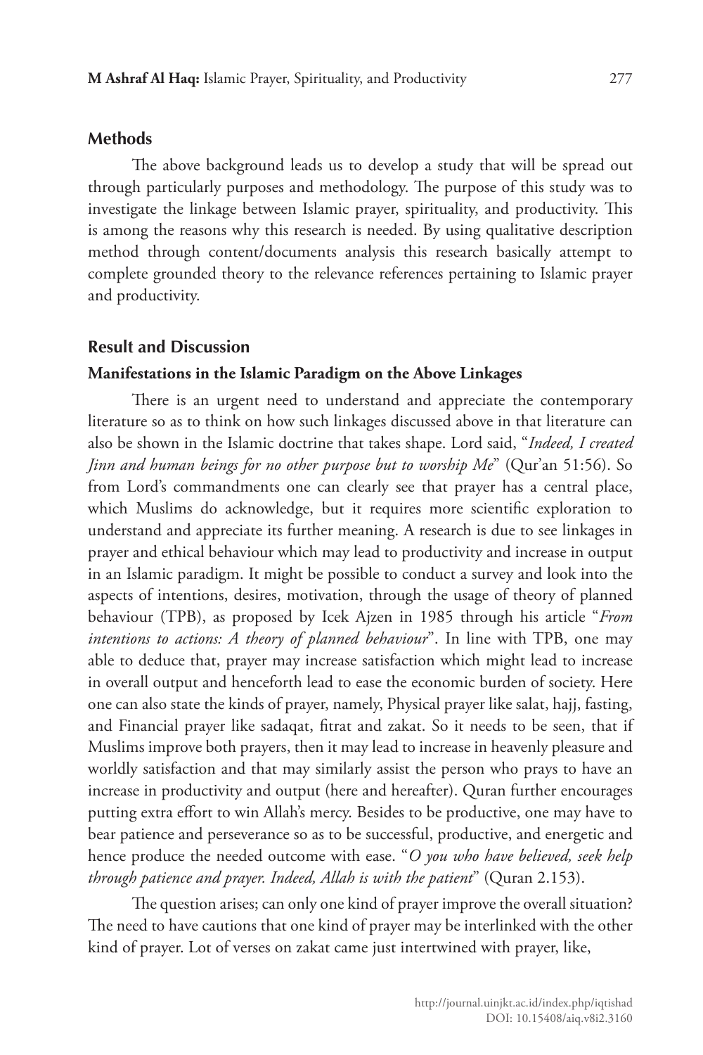## Methods

The above background leads us to develop a study that will be spread out through particularly purposes and methodology. The purpose of this study was to investigate the linkage between Islamic prayer, spirituality, and productivity. This is among the reasons why this research is needed. By using qualitative description method through content/documents analysis this research basically attempt to complete grounded theory to the relevance references pertaining to Islamic prayer and productivity.

## Result and Discussion

### Manifestations in the Islamic Paradigm on the Above Linkages

There is an urgent need to understand and appreciate the contemporary literature so as to think on how such linkages discussed above in that literature can also be shown in the Islamic doctrine that takes shape. Lord said, "*Indeed, I created Jinn and human beings for no other purpose but to worship Me*" (Qur'an 51:56). So from Lord's commandments one can clearly see that prayer has a central place, which Muslims do acknowledge, but it requires more scientific exploration to understand and appreciate its further meaning. A research is due to see linkages in prayer and ethical behaviour which may lead to productivity and increase in output in an Islamic paradigm. It might be possible to conduct a survey and look into the aspects of intentions, desires, motivation, through the usage of theory of planned behaviour (TPB), as proposed by Icek Ajzen in 1985 through his article "*From intentions to actions: A theory of planned behaviour*". In line with TPB, one may able to deduce that, prayer may increase satisfaction which might lead to increase in overall output and henceforth lead to ease the economic burden of society. Here one can also state the kinds of prayer, namely, Physical prayer like salat, hajj, fasting, and Financial prayer like sadaqat, fitrat and zakat. So it needs to be seen, that if Muslims improve both prayers, then it may lead to increase in heavenly pleasure and worldly satisfaction and that may similarly assist the person who prays to have an increase in productivity and output (here and hereafter). Quran further encourages putting extra effort to win Allah's mercy. Besides to be productive, one may have to bear patience and perseverance so as to be successful, productive, and energetic and hence produce the needed outcome with ease. "*O you who have believed, seek help through patience and prayer. Indeed, Allah is with the patient*" (Quran 2.153).

The question arises; can only one kind of prayer improve the overall situation? The need to have cautions that one kind of prayer may be interlinked with the other kind of prayer. Lot of verses on zakat came just intertwined with prayer, like,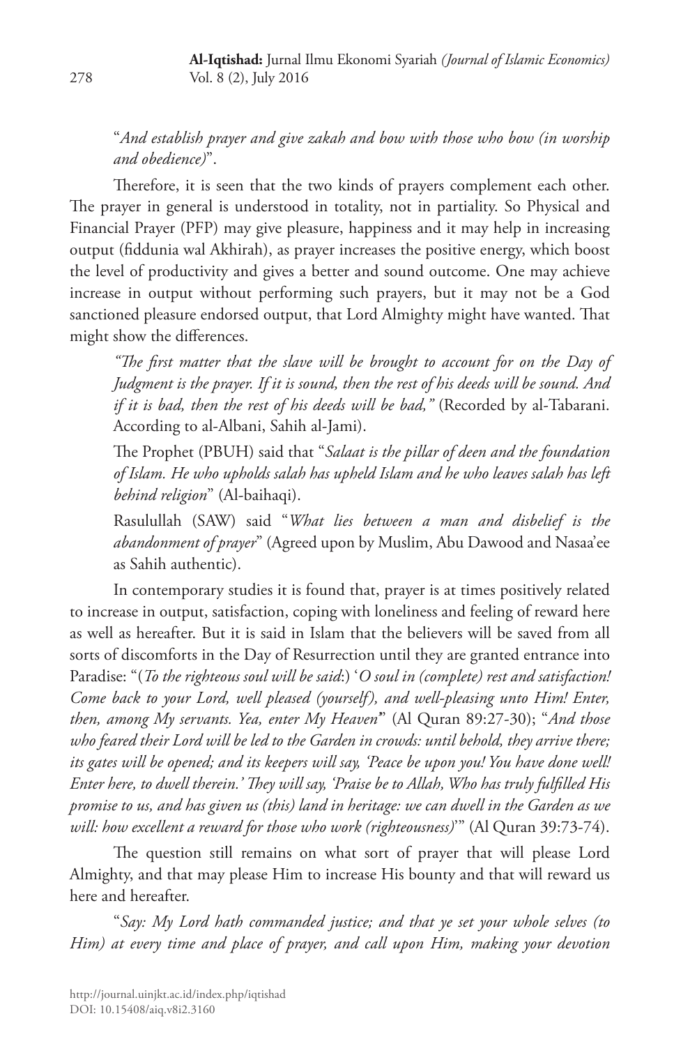"*And establish prayer and give zakah and bow with those who bow (in worship and obedience)*".

Therefore, it is seen that the two kinds of prayers complement each other. The prayer in general is understood in totality, not in partiality. So Physical and Financial Prayer (PFP) may give pleasure, happiness and it may help in increasing output (fiddunia wal Akhirah), as prayer increases the positive energy, which boost the level of productivity and gives a better and sound outcome. One may achieve increase in output without performing such prayers, but it may not be a God sanctioned pleasure endorsed output, that Lord Almighty might have wanted. That might show the differences.

> *"The first matter that the slave will be brought to account for on the Day of Judgment is the prayer. If it is sound, then the rest of his deeds will be sound. And if it is bad, then the rest of his deeds will be bad,"* (Recorded by al-Tabarani. According to al-Albani, Sahih al-Jami).
>
> The Prophet (PBUH) said that "*Salaat is the pillar of deen and the foundation of Islam. He who upholds salah has upheld Islam and he who leaves salah has left behind religion*" (Al-baihaqi).
>
> Rasulullah (SAW) said "*What lies between a man and disbelief is the abandonment of prayer*" (Agreed upon by Muslim, Abu Dawood and Nasaa'ee as Sahih authentic).

In contemporary studies it is found that, prayer is at times positively related to increase in output, satisfaction, coping with loneliness and feeling of reward here as well as hereafter. But it is said in Islam that the believers will be saved from all sorts of discomforts in the Day of Resurrection until they are granted entrance into Paradise: "(*To the righteous soul will be said*:) '*O soul in (complete) rest and satisfaction! Come back to your Lord, well pleased (yourself), and well-pleasing unto Him! Enter, then, among My servants. Yea, enter My Heaven*" (Al Quran 89:27-30); "*And those who feared their Lord will be led to the Garden in crowds: until behold, they arrive there; its gates will be opened; and its keepers will say, 'Peace be upon you! You have done well! Enter here, to dwell therein.' They will say, 'Praise be to Allah, Who has truly fulfilled His promise to us, and has given us (this) land in heritage: we can dwell in the Garden as we will: how excellent a reward for those who work (righteousness)*'" (Al Quran 39:73-74).

The question still remains on what sort of prayer that will please Lord Almighty, and that may please Him to increase His bounty and that will reward us here and hereafter.

"*Say: My Lord hath commanded justice; and that ye set your whole selves (to Him) at every time and place of prayer, and call upon Him, making your devotion*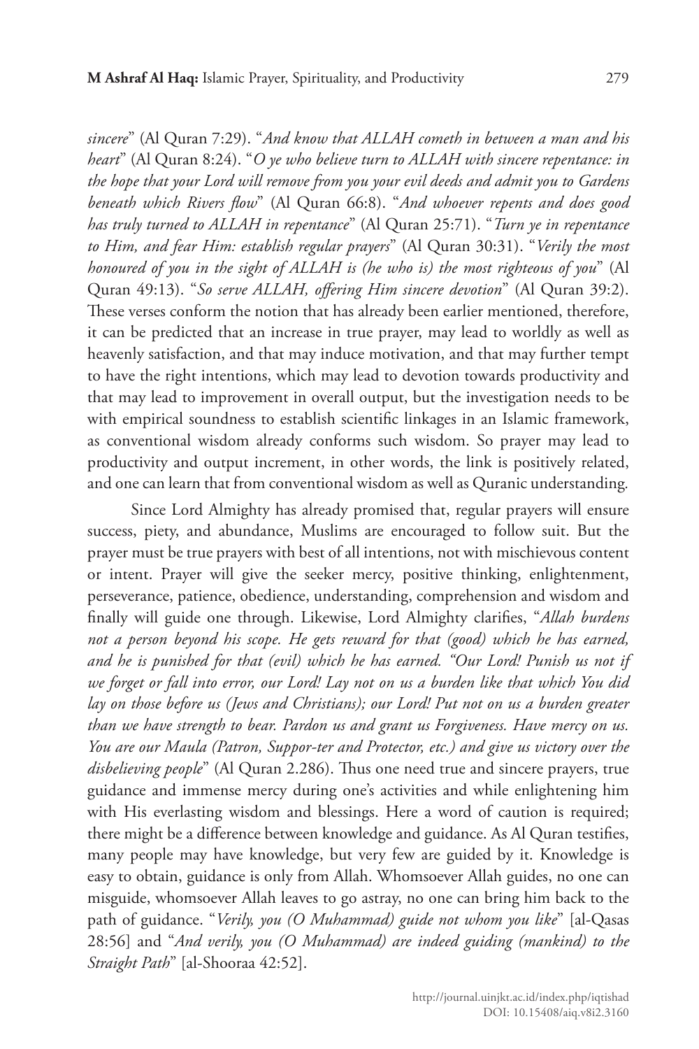*sincere*" (Al Quran 7:29). "*And know that ALLAH cometh in between a man and his heart*" (Al Quran 8:24). "*O ye who believe turn to ALLAH with sincere repentance: in the hope that your Lord will remove from you your evil deeds and admit you to Gardens beneath which Rivers flow*" (Al Quran 66:8). "*And whoever repents and does good has truly turned to ALLAH in repentance*" (Al Quran 25:71). "*Turn ye in repentance to Him, and fear Him: establish regular prayers*" (Al Quran 30:31). "*Verily the most honoured of you in the sight of ALLAH is (he who is) the most righteous of you*" (Al Quran 49:13). "*So serve ALLAH, offering Him sincere devotion*" (Al Quran 39:2). These verses conform the notion that has already been earlier mentioned, therefore, it can be predicted that an increase in true prayer, may lead to worldly as well as heavenly satisfaction, and that may induce motivation, and that may further tempt to have the right intentions, which may lead to devotion towards productivity and that may lead to improvement in overall output, but the investigation needs to be with empirical soundness to establish scientific linkages in an Islamic framework, as conventional wisdom already conforms such wisdom. So prayer may lead to productivity and output increment, in other words, the link is positively related, and one can learn that from conventional wisdom as well as Quranic understanding.

Since Lord Almighty has already promised that, regular prayers will ensure success, piety, and abundance, Muslims are encouraged to follow suit. But the prayer must be true prayers with best of all intentions, not with mischievous content or intent. Prayer will give the seeker mercy, positive thinking, enlightenment, perseverance, patience, obedience, understanding, comprehension and wisdom and finally will guide one through. Likewise, Lord Almighty clarifies, "*Allah burdens not a person beyond his scope. He gets reward for that (good) which he has earned, and he is punished for that (evil) which he has earned. "Our Lord! Punish us not if we forget or fall into error, our Lord! Lay not on us a burden like that which You did lay on those before us (Jews and Christians); our Lord! Put not on us a burden greater than we have strength to bear. Pardon us and grant us Forgiveness. Have mercy on us. You are our Maula (Patron, Suppor-ter and Protector, etc.) and give us victory over the disbelieving people*" (Al Quran 2.286). Thus one need true and sincere prayers, true guidance and immense mercy during one's activities and while enlightening him with His everlasting wisdom and blessings. Here a word of caution is required; there might be a difference between knowledge and guidance. As Al Quran testifies, many people may have knowledge, but very few are guided by it. Knowledge is easy to obtain, guidance is only from Allah. Whomsoever Allah guides, no one can misguide, whomsoever Allah leaves to go astray, no one can bring him back to the path of guidance. "*Verily, you (O Muhammad) guide not whom you like*" [al-Qasas 28:56] and "*And verily, you (O Muhammad) are indeed guiding (mankind) to the Straight Path*" [al-Shooraa 42:52].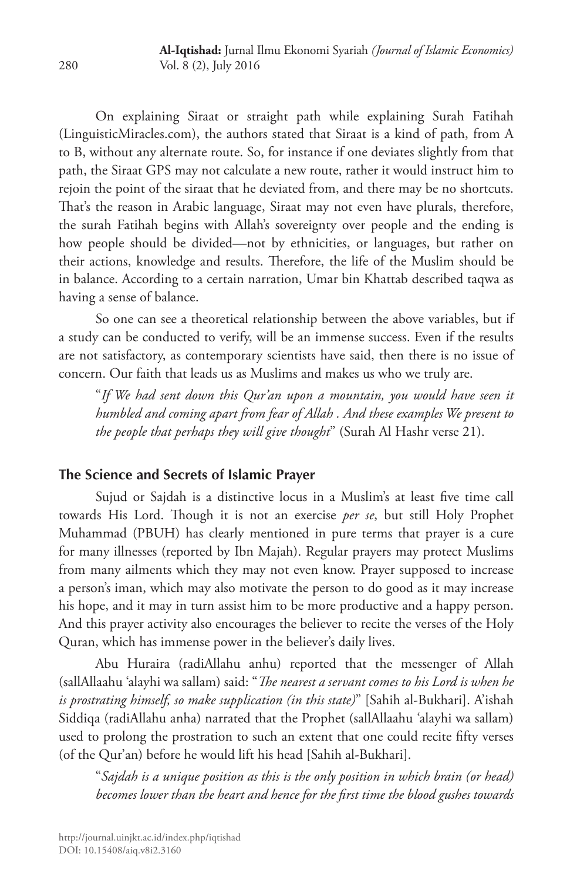On explaining Siraat or straight path while explaining Surah Fatihah (LinguisticMiracles.com), the authors stated that Siraat is a kind of path, from A to B, without any alternate route. So, for instance if one deviates slightly from that path, the Siraat GPS may not calculate a new route, rather it would instruct him to rejoin the point of the siraat that he deviated from, and there may be no shortcuts. That's the reason in Arabic language, Siraat may not even have plurals, therefore, the surah Fatihah begins with Allah's sovereignty over people and the ending is how people should be divided—not by ethnicities, or languages, but rather on their actions, knowledge and results. Therefore, the life of the Muslim should be in balance. According to a certain narration, Umar bin Khattab described taqwa as having a sense of balance.

So one can see a theoretical relationship between the above variables, but if a study can be conducted to verify, will be an immense success. Even if the results are not satisfactory, as contemporary scientists have said, then there is no issue of concern. Our faith that leads us as Muslims and makes us who we truly are.

> "*If We had sent down this Qur'an upon a mountain, you would have seen it humbled and coming apart from fear of Allah . And these examples We present to the people that perhaps they will give thought*" (Surah Al Hashr verse 21).

## The Science and Secrets of Islamic Prayer

Sujud or Sajdah is a distinctive locus in a Muslim's at least five time call towards His Lord. Though it is not an exercise *per se*, but still Holy Prophet Muhammad (PBUH) has clearly mentioned in pure terms that prayer is a cure for many illnesses (reported by Ibn Majah). Regular prayers may protect Muslims from many ailments which they may not even know. Prayer supposed to increase a person's iman, which may also motivate the person to do good as it may increase his hope, and it may in turn assist him to be more productive and a happy person. And this prayer activity also encourages the believer to recite the verses of the Holy Quran, which has immense power in the believer's daily lives.

Abu Huraira (radiAllahu anhu) reported that the messenger of Allah (sallAllaahu 'alayhi wa sallam) said: "*The nearest a servant comes to his Lord is when he is prostrating himself, so make supplication (in this state)*" [Sahih al-Bukhari]. A'ishah Siddiqa (radiAllahu anha) narrated that the Prophet (sallAllaahu 'alayhi wa sallam) used to prolong the prostration to such an extent that one could recite fifty verses (of the Qur'an) before he would lift his head [Sahih al-Bukhari].

> "*Sajdah is a unique position as this is the only position in which brain (or head) becomes lower than the heart and hence for the first time the blood gushes towards*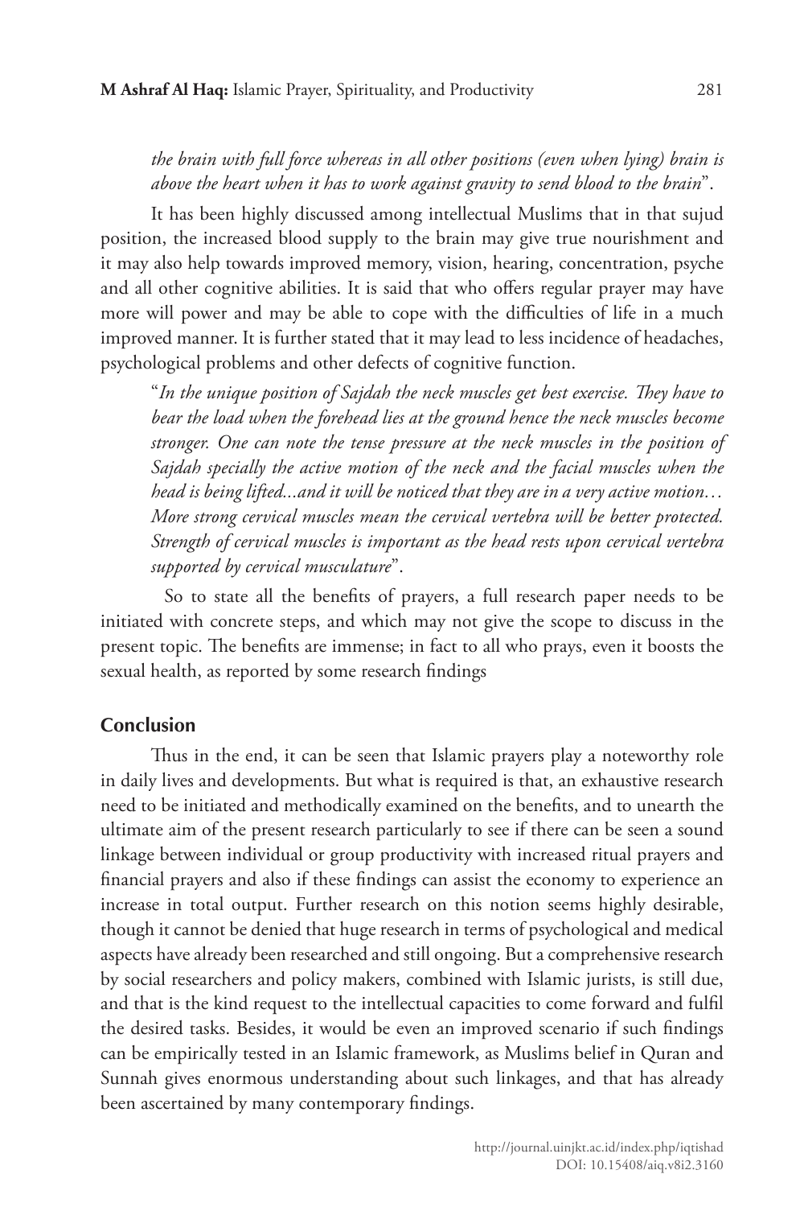*the brain with full force whereas in all other positions (even when lying) brain is above the heart when it has to work against gravity to send blood to the brain*".

It has been highly discussed among intellectual Muslims that in that sujud position, the increased blood supply to the brain may give true nourishment and it may also help towards improved memory, vision, hearing, concentration, psyche and all other cognitive abilities. It is said that who offers regular prayer may have more will power and may be able to cope with the difficulties of life in a much improved manner. It is further stated that it may lead to less incidence of headaches, psychological problems and other defects of cognitive function.

> "*In the unique position of Sajdah the neck muscles get best exercise. They have to bear the load when the forehead lies at the ground hence the neck muscles become stronger. One can note the tense pressure at the neck muscles in the position of Sajdah specially the active motion of the neck and the facial muscles when the head is being lifted...and it will be noticed that they are in a very active motion… More strong cervical muscles mean the cervical vertebra will be better protected. Strength of cervical muscles is important as the head rests upon cervical vertebra supported by cervical musculature*".

So to state all the benefits of prayers, a full research paper needs to be initiated with concrete steps, and which may not give the scope to discuss in the present topic. The benefits are immense; in fact to all who prays, even it boosts the sexual health, as reported by some research findings

## Conclusion

Thus in the end, it can be seen that Islamic prayers play a noteworthy role in daily lives and developments. But what is required is that, an exhaustive research need to be initiated and methodically examined on the benefits, and to unearth the ultimate aim of the present research particularly to see if there can be seen a sound linkage between individual or group productivity with increased ritual prayers and financial prayers and also if these findings can assist the economy to experience an increase in total output. Further research on this notion seems highly desirable, though it cannot be denied that huge research in terms of psychological and medical aspects have already been researched and still ongoing. But a comprehensive research by social researchers and policy makers, combined with Islamic jurists, is still due, and that is the kind request to the intellectual capacities to come forward and fulfil the desired tasks. Besides, it would be even an improved scenario if such findings can be empirically tested in an Islamic framework, as Muslims belief in Quran and Sunnah gives enormous understanding about such linkages, and that has already been ascertained by many contemporary findings.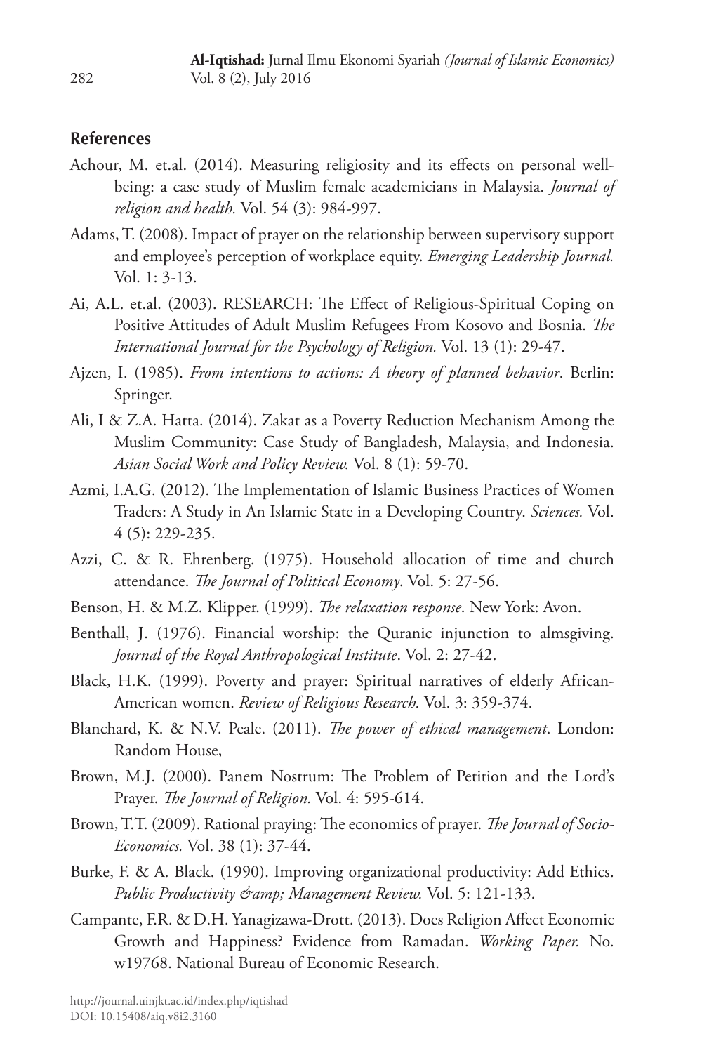## References

Achour, M. et.al. (2014). Measuring religiosity and its effects on personal well-being: a case study of Muslim female academicians in Malaysia. *Journal of religion and health.* Vol. 54 (3): 984-997.

Adams, T. (2008). Impact of prayer on the relationship between supervisory support and employee's perception of workplace equity. *Emerging Leadership Journal.* Vol. 1: 3-13.

Ai, A.L. et.al. (2003). RESEARCH: The Effect of Religious-Spiritual Coping on Positive Attitudes of Adult Muslim Refugees From Kosovo and Bosnia. *The International Journal for the Psychology of Religion.* Vol. 13 (1): 29-47.

Ajzen, I. (1985). *From intentions to actions: A theory of planned behavior*. Berlin: Springer.

Ali, I & Z.A. Hatta. (2014). Zakat as a Poverty Reduction Mechanism Among the Muslim Community: Case Study of Bangladesh, Malaysia, and Indonesia. *Asian Social Work and Policy Review.* Vol. 8 (1): 59-70.

Azmi, I.A.G. (2012). The Implementation of Islamic Business Practices of Women Traders: A Study in An Islamic State in a Developing Country. *Sciences.* Vol. 4 (5): 229-235.

Azzi, C. & R. Ehrenberg. (1975). Household allocation of time and church attendance. *The Journal of Political Economy*. Vol. 5: 27-56.

Benson, H. & M.Z. Klipper. (1999). *The relaxation response*. New York: Avon.

Benthall, J. (1976). Financial worship: the Quranic injunction to almsgiving. *Journal of the Royal Anthropological Institute*. Vol. 2: 27-42.

Black, H.K. (1999). Poverty and prayer: Spiritual narratives of elderly African-American women. *Review of Religious Research.* Vol. 3: 359-374.

Blanchard, K. & N.V. Peale. (2011). *The power of ethical management*. London: Random House,

Brown, M.J. (2000). Panem Nostrum: The Problem of Petition and the Lord's Prayer. *The Journal of Religion.* Vol. 4: 595-614.

Brown, T.T. (2009). Rational praying: The economics of prayer. *The Journal of Socio-Economics.* Vol. 38 (1): 37-44.

Burke, F. & A. Black. (1990). Improving organizational productivity: Add Ethics. *Public Productivity &amp; Management Review.* Vol. 5: 121-133.

Campante, F.R. & D.H. Yanagizawa-Drott. (2013). Does Religion Affect Economic Growth and Happiness? Evidence from Ramadan. *Working Paper.* No. w19768. National Bureau of Economic Research.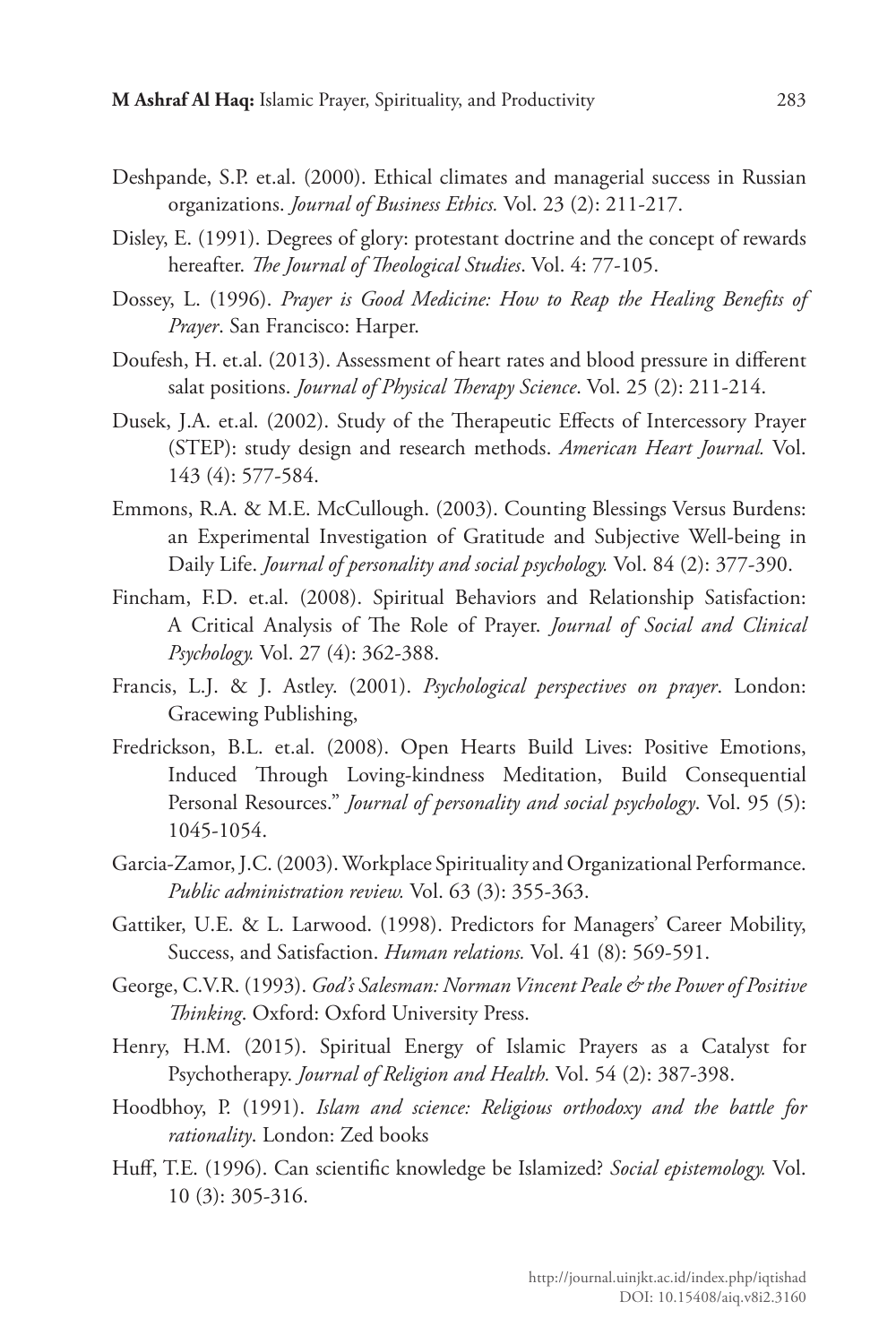Deshpande, S.P. et.al. (2000). Ethical climates and managerial success in Russian organizations. *Journal of Business Ethics.* Vol. 23 (2): 211-217.

Disley, E. (1991). Degrees of glory: protestant doctrine and the concept of rewards hereafter. *The Journal of Theological Studies*. Vol. 4: 77-105.

Dossey, L. (1996). *Prayer is Good Medicine: How to Reap the Healing Benefits of Prayer*. San Francisco: Harper.

Doufesh, H. et.al. (2013). Assessment of heart rates and blood pressure in different salat positions. *Journal of Physical Therapy Science*. Vol. 25 (2): 211-214.

Dusek, J.A. et.al. (2002). Study of the Therapeutic Effects of Intercessory Prayer (STEP): study design and research methods. *American Heart Journal.* Vol. 143 (4): 577-584.

Emmons, R.A. & M.E. McCullough. (2003). Counting Blessings Versus Burdens: an Experimental Investigation of Gratitude and Subjective Well-being in Daily Life. *Journal of personality and social psychology.* Vol. 84 (2): 377-390.

Fincham, F.D. et.al. (2008). Spiritual Behaviors and Relationship Satisfaction: A Critical Analysis of The Role of Prayer. *Journal of Social and Clinical Psychology.* Vol. 27 (4): 362-388.

Francis, L.J. & J. Astley. (2001). *Psychological perspectives on prayer*. London: Gracewing Publishing,

Fredrickson, B.L. et.al. (2008). Open Hearts Build Lives: Positive Emotions, Induced Through Loving-kindness Meditation, Build Consequential Personal Resources." *Journal of personality and social psychology*. Vol. 95 (5): 1045-1054.

Garcia-Zamor, J.C. (2003). Workplace Spirituality and Organizational Performance. *Public administration review.* Vol. 63 (3): 355-363.

Gattiker, U.E. & L. Larwood. (1998). Predictors for Managers' Career Mobility, Success, and Satisfaction. *Human relations.* Vol. 41 (8): 569-591.

George, C.V.R. (1993). *God's Salesman: Norman Vincent Peale & the Power of Positive Thinking*. Oxford: Oxford University Press.

Henry, H.M. (2015). Spiritual Energy of Islamic Prayers as a Catalyst for Psychotherapy. *Journal of Religion and Health.* Vol. 54 (2): 387-398.

Hoodbhoy, P. (1991). *Islam and science: Religious orthodoxy and the battle for rationality*. London: Zed books

Huff, T.E. (1996). Can scientific knowledge be Islamized? *Social epistemology.* Vol. 10 (3): 305-316.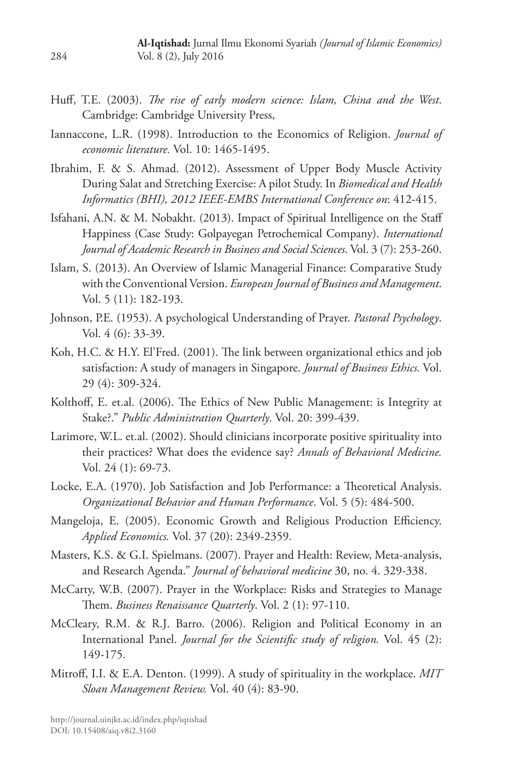Huff, T.E. (2003). *The rise of early modern science: Islam, China and the West*. Cambridge: Cambridge University Press,

Iannaccone, L.R. (1998). Introduction to the Economics of Religion. *Journal of economic literature.* Vol. 10: 1465-1495.

Ibrahim, F. & S. Ahmad. (2012). Assessment of Upper Body Muscle Activity During Salat and Stretching Exercise: A pilot Study. In *Biomedical and Health Informatics (BHI), 2012 IEEE-EMBS International Conference on*: 412-415.

Isfahani, A.N. & M. Nobakht. (2013). Impact of Spiritual Intelligence on the Staff Happiness (Case Study: Golpayegan Petrochemical Company). *International Journal of Academic Research in Business and Social Sciences*. Vol. 3 (7): 253-260.

Islam, S. (2013). An Overview of Islamic Managerial Finance: Comparative Study with the Conventional Version. *European Journal of Business and Management*. Vol. 5 (11): 182-193.

Johnson, P.E. (1953). A psychological Understanding of Prayer. *Pastoral Psychology*. Vol. 4 (6): 33-39.

Koh, H.C. & H.Y. El'Fred. (2001). The link between organizational ethics and job satisfaction: A study of managers in Singapore. *Journal of Business Ethics.* Vol. 29 (4): 309-324.

Kolthoff, E. et.al. (2006). The Ethics of New Public Management: is Integrity at Stake?." *Public Administration Quarterly*. Vol. 20: 399-439.

Larimore, W.L. et.al. (2002). Should clinicians incorporate positive spirituality into their practices? What does the evidence say? *Annals of Behavioral Medicine.* Vol. 24 (1): 69-73.

Locke, E.A. (1970). Job Satisfaction and Job Performance: a Theoretical Analysis. *Organizational Behavior and Human Performance*. Vol. 5 (5): 484-500.

Mangeloja, E. (2005). Economic Growth and Religious Production Efficiency. *Applied Economics.* Vol. 37 (20): 2349-2359.

Masters, K.S. & G.I. Spielmans. (2007). Prayer and Health: Review, Meta-analysis, and Research Agenda." *Journal of behavioral medicine* 30, no. 4. 329-338.

McCarty, W.B. (2007). Prayer in the Workplace: Risks and Strategies to Manage Them. *Business Renaissance Quarterly*. Vol. 2 (1): 97-110.

McCleary, R.M. & R.J. Barro. (2006). Religion and Political Economy in an International Panel. *Journal for the Scientific study of religion.* Vol. 45 (2): 149-175.

Mitroff, I.I. & E.A. Denton. (1999). A study of spirituality in the workplace. *MIT Sloan Management Review.* Vol. 40 (4): 83-90.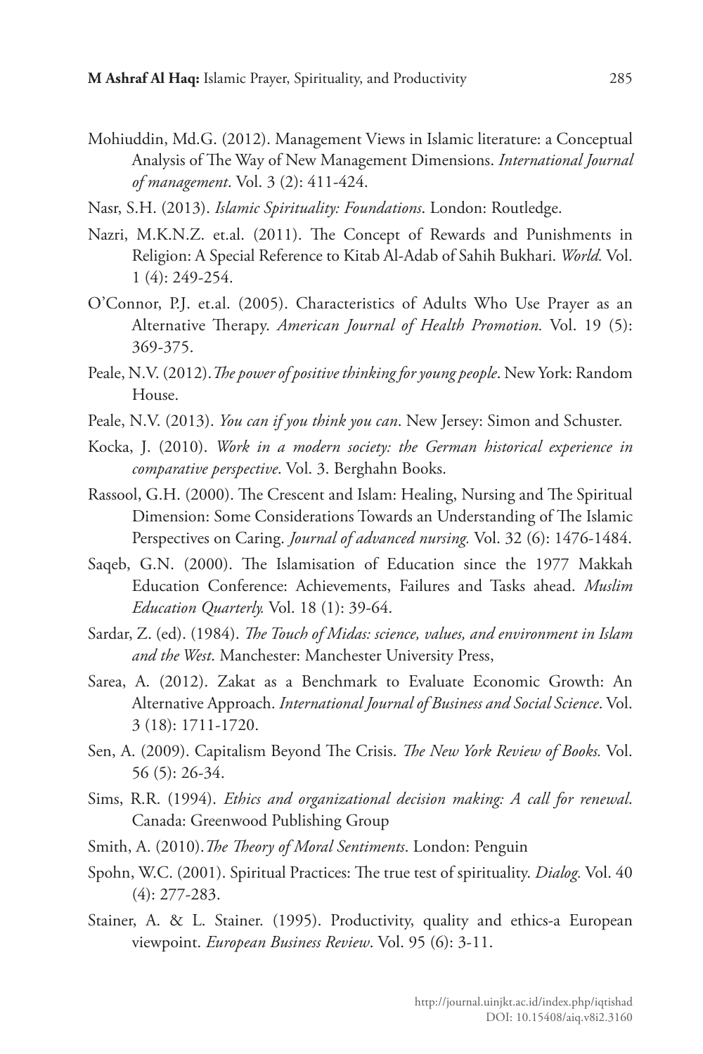Mohiuddin, Md.G. (2012). Management Views in Islamic literature: a Conceptual Analysis of The Way of New Management Dimensions. *International Journal of management*. Vol. 3 (2): 411-424.

Nasr, S.H. (2013). *Islamic Spirituality: Foundations*. London: Routledge.

Nazri, M.K.N.Z. et.al. (2011). The Concept of Rewards and Punishments in Religion: A Special Reference to Kitab Al-Adab of Sahih Bukhari. *World.* Vol. 1 (4): 249-254.

O'Connor, P.J. et.al. (2005). Characteristics of Adults Who Use Prayer as an Alternative Therapy. *American Journal of Health Promotion.* Vol. 19 (5): 369-375.

Peale, N.V. (2012). *The power of positive thinking for young people*. New York: Random House.

Peale, N.V. (2013). *You can if you think you can*. New Jersey: Simon and Schuster.

Kocka, J. (2010). *Work in a modern society: the German historical experience in comparative perspective*. Vol. 3. Berghahn Books.

Rassool, G.H. (2000). The Crescent and Islam: Healing, Nursing and The Spiritual Dimension: Some Considerations Towards an Understanding of The Islamic Perspectives on Caring. *Journal of advanced nursing.* Vol. 32 (6): 1476-1484.

Saqeb, G.N. (2000). The Islamisation of Education since the 1977 Makkah Education Conference: Achievements, Failures and Tasks ahead. *Muslim Education Quarterly.* Vol. 18 (1): 39-64.

Sardar, Z. (ed). (1984). *The Touch of Midas: science, values, and environment in Islam and the West*. Manchester: Manchester University Press,

Sarea, A. (2012). Zakat as a Benchmark to Evaluate Economic Growth: An Alternative Approach. *International Journal of Business and Social Science*. Vol. 3 (18): 1711-1720.

Sen, A. (2009). Capitalism Beyond The Crisis. *The New York Review of Books.* Vol. 56 (5): 26-34.

Sims, R.R. (1994). *Ethics and organizational decision making: A call for renewal*. Canada: Greenwood Publishing Group

Smith, A. (2010). *The Theory of Moral Sentiments*. London: Penguin

Spohn, W.C. (2001). Spiritual Practices: The true test of spirituality. *Dialog.* Vol. 40 (4): 277-283.

Stainer, A. & L. Stainer. (1995). Productivity, quality and ethics-a European viewpoint. *European Business Review*. Vol. 95 (6): 3-11.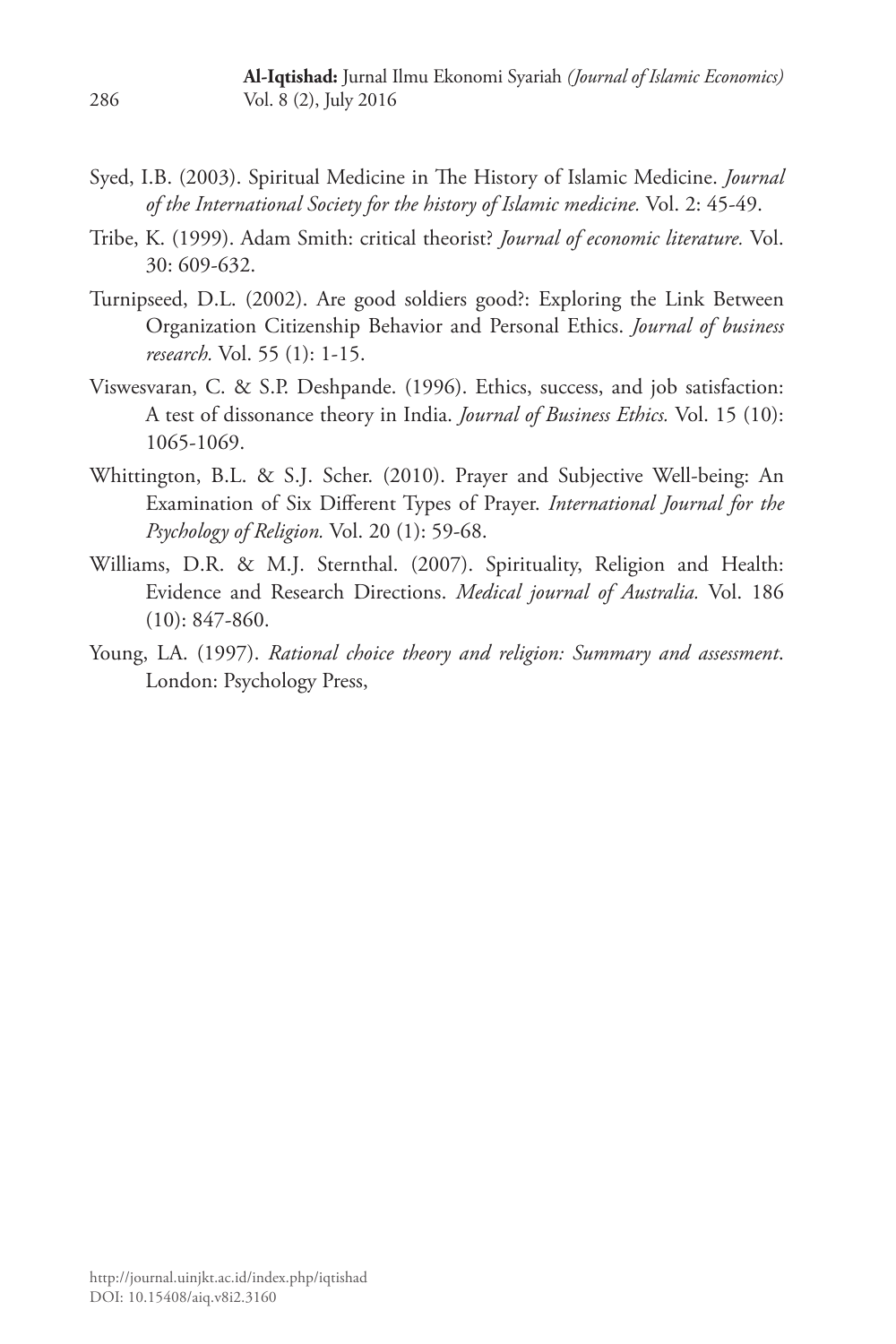Syed, I.B. (2003). Spiritual Medicine in The History of Islamic Medicine. *Journal of the International Society for the history of Islamic medicine.* Vol. 2: 45-49.

Tribe, K. (1999). Adam Smith: critical theorist? *Journal of economic literature.* Vol. 30: 609-632.

Turnipseed, D.L. (2002). Are good soldiers good?: Exploring the Link Between Organization Citizenship Behavior and Personal Ethics. *Journal of business research.* Vol. 55 (1): 1-15.

Viswesvaran, C. & S.P. Deshpande. (1996). Ethics, success, and job satisfaction: A test of dissonance theory in India. *Journal of Business Ethics.* Vol. 15 (10): 1065-1069.

Whittington, B.L. & S.J. Scher. (2010). Prayer and Subjective Well-being: An Examination of Six Different Types of Prayer. *International Journal for the Psychology of Religion.* Vol. 20 (1): 59-68.

Williams, D.R. & M.J. Sternthal. (2007). Spirituality, Religion and Health: Evidence and Research Directions. *Medical journal of Australia.* Vol. 186 (10): 847-860.

Young, LA. (1997). *Rational choice theory and religion: Summary and assessment*. London: Psychology Press,